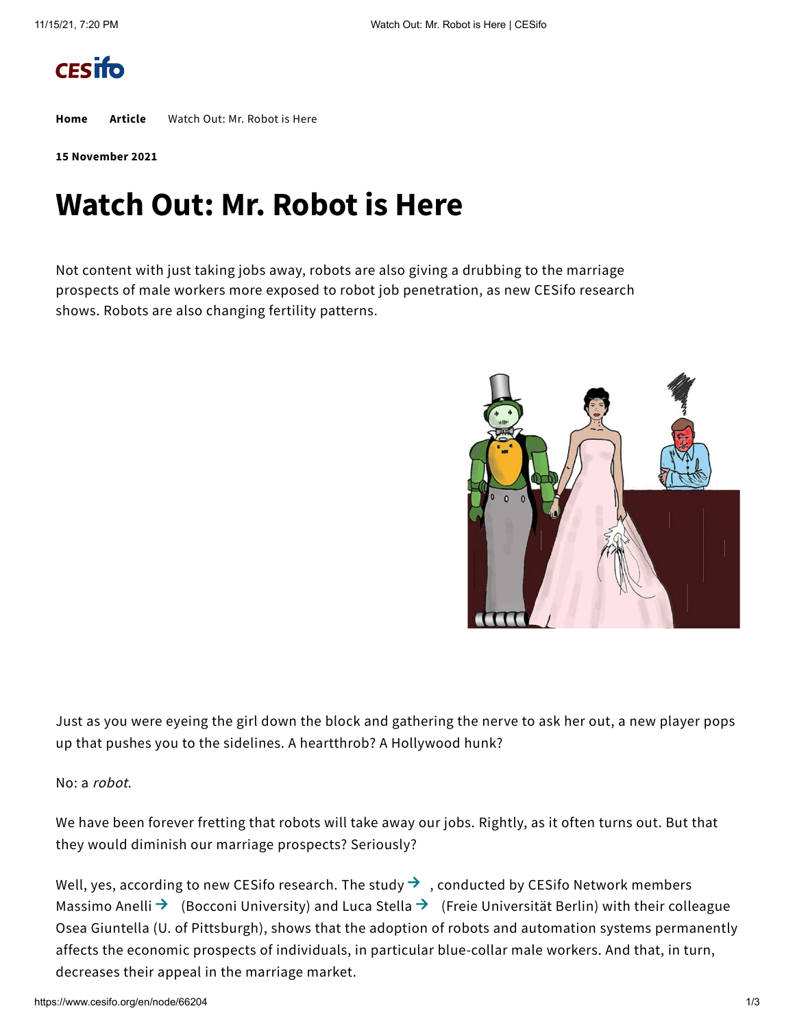Home    Article    Watch Out: Mr. Robot is Here

**15 November 2021**

# Watch Out: Mr. Robot is Here

Not content with just taking jobs away, robots are also giving a drubbing to the marriage prospects of male workers more exposed to robot job penetration, as new CESifo research shows. Robots are also changing fertility patterns.

Just as you were eyeing the girl down the block and gathering the nerve to ask her out, a new player pops up that pushes you to the sidelines. A heartthrob? A Hollywood hunk?

No: a *robot*.

We have been forever fretting that robots will take away our jobs. Rightly, as it often turns out. But that they would diminish our marriage prospects? Seriously?

Well, yes, according to new CESifo research. The study, conducted by CESifo Network members Massimo Anelli (Bocconi University) and Luca Stella (Freie Universität Berlin) with their colleague Osea Giuntella (U. of Pittsburgh), shows that the adoption of robots and automation systems permanently affects the economic prospects of individuals, in particular blue-collar male workers. And that, in turn, decreases their appeal in the marriage market.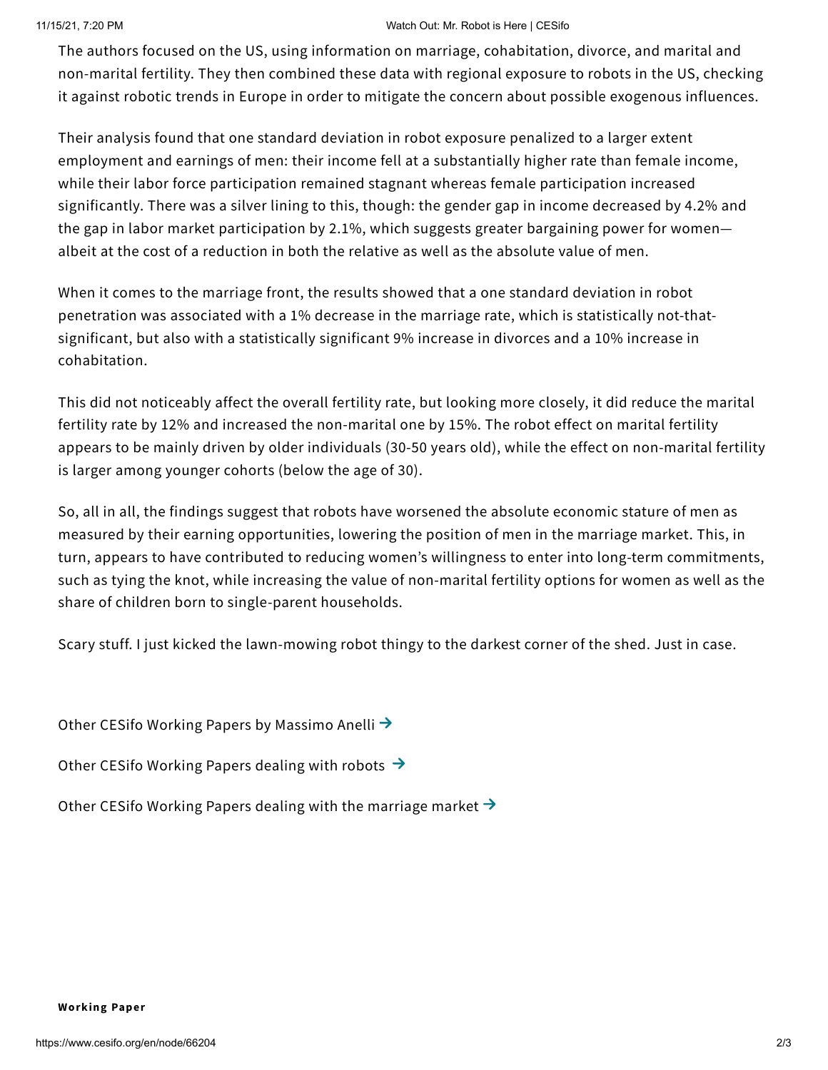The authors focused on the US, using information on marriage, cohabitation, divorce, and marital and non-marital fertility. They then combined these data with regional exposure to robots in the US, checking it against robotic trends in Europe in order to mitigate the concern about possible exogenous influences.

Their analysis found that one standard deviation in robot exposure penalized to a larger extent employment and earnings of men: their income fell at a substantially higher rate than female income, while their labor force participation remained stagnant whereas female participation increased significantly. There was a silver lining to this, though: the gender gap in income decreased by 4.2% and the gap in labor market participation by 2.1%, which suggests greater bargaining power for women—albeit at the cost of a reduction in both the relative as well as the absolute value of men.

When it comes to the marriage front, the results showed that a one standard deviation in robot penetration was associated with a 1% decrease in the marriage rate, which is statistically not-that-significant, but also with a statistically significant 9% increase in divorces and a 10% increase in cohabitation.

This did not noticeably affect the overall fertility rate, but looking more closely, it did reduce the marital fertility rate by 12% and increased the non-marital one by 15%. The robot effect on marital fertility appears to be mainly driven by older individuals (30-50 years old), while the effect on non-marital fertility is larger among younger cohorts (below the age of 30).

So, all in all, the findings suggest that robots have worsened the absolute economic stature of men as measured by their earning opportunities, lowering the position of men in the marriage market. This, in turn, appears to have contributed to reducing women's willingness to enter into long-term commitments, such as tying the knot, while increasing the value of non-marital fertility options for women as well as the share of children born to single-parent households.

Scary stuff. I just kicked the lawn-mowing robot thingy to the darkest corner of the shed. Just in case.

Other CESifo Working Papers by Massimo Anelli →

Other CESifo Working Papers dealing with robots →

Other CESifo Working Papers dealing with the marriage market →

**Working Paper**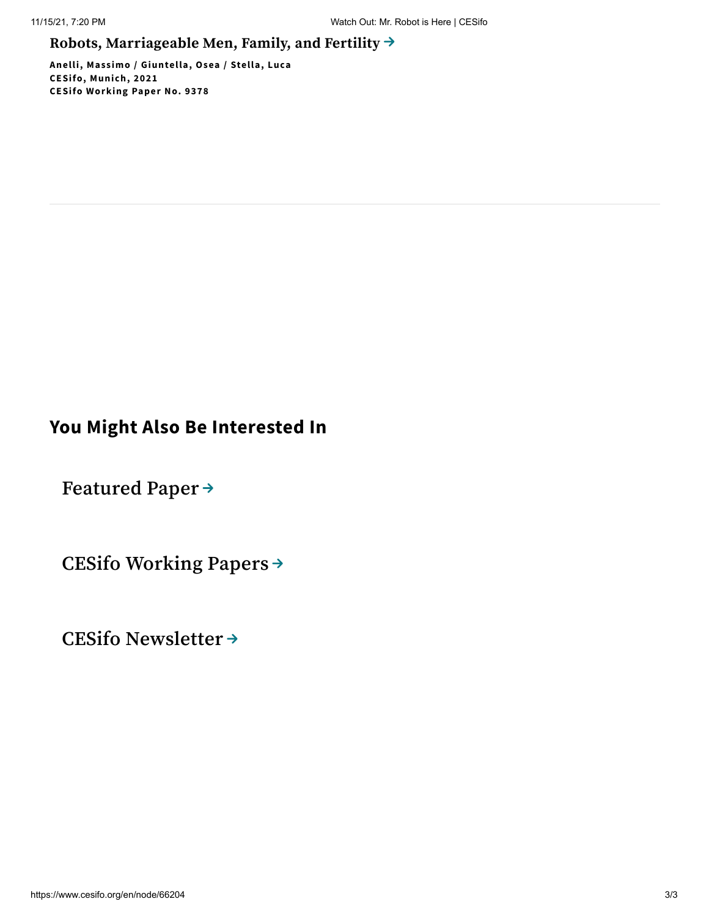**Robots, Marriageable Men, Family, and Fertility →**

**Anelli, Massimo / Giuntella, Osea / Stella, Luca**
**CESifo, Munich, 2021**
**CESifo Working Paper No. 9378**

## You Might Also Be Interested In

### Featured Paper →

### CESifo Working Papers →

### CESifo Newsletter →